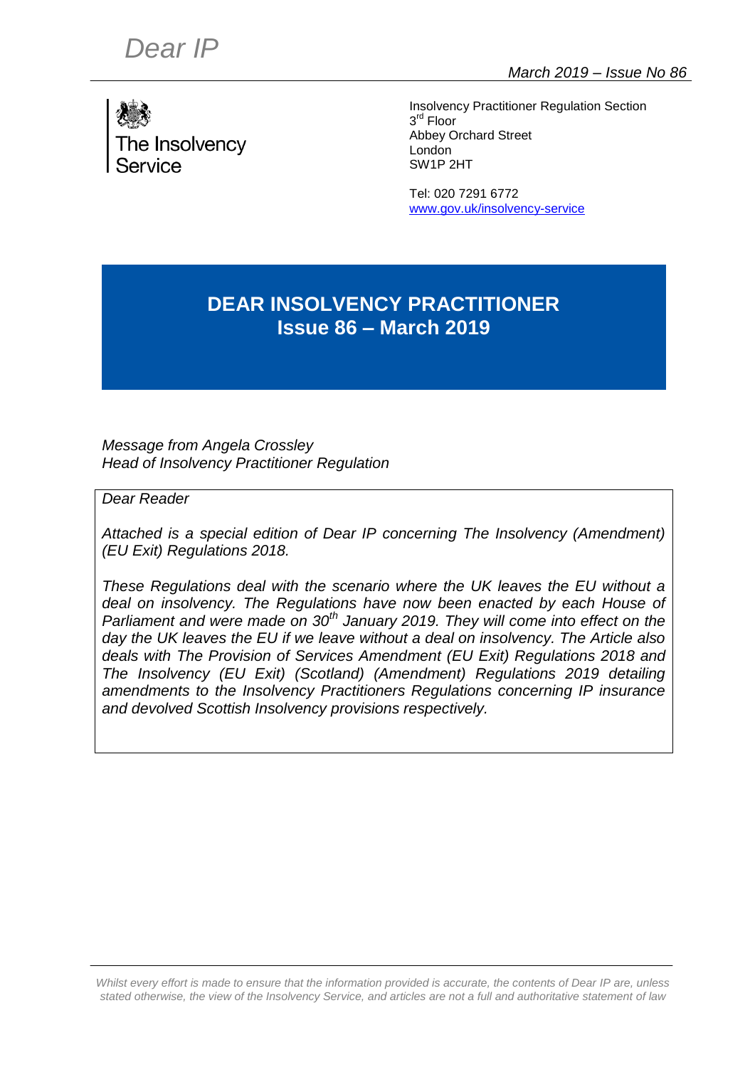*Dear IP*

*March 2019 – Issue No 86*

The Insolvency Service

Insolvency Practitioner Regulation Section
3rd Floor
Abbey Orchard Street
London
SW1P 2HT

Tel: 020 7291 6772
www.gov.uk/insolvency-service

# DEAR INSOLVENCY PRACTITIONER
## Issue 86 – March 2019

*Message from Angela Crossley*
*Head of Insolvency Practitioner Regulation*

*Dear Reader*

*Attached is a special edition of Dear IP concerning The Insolvency (Amendment) (EU Exit) Regulations 2018.*

*These Regulations deal with the scenario where the UK leaves the EU without a deal on insolvency. The Regulations have now been enacted by each House of Parliament and were made on 30th January 2019. They will come into effect on the day the UK leaves the EU if we leave without a deal on insolvency. The Article also deals with The Provision of Services Amendment (EU Exit) Regulations 2018 and The Insolvency (EU Exit) (Scotland) (Amendment) Regulations 2019 detailing amendments to the Insolvency Practitioners Regulations concerning IP insurance and devolved Scottish Insolvency provisions respectively.*

*Whilst every effort is made to ensure that the information provided is accurate, the contents of Dear IP are, unless stated otherwise, the view of the Insolvency Service, and articles are not a full and authoritative statement of law*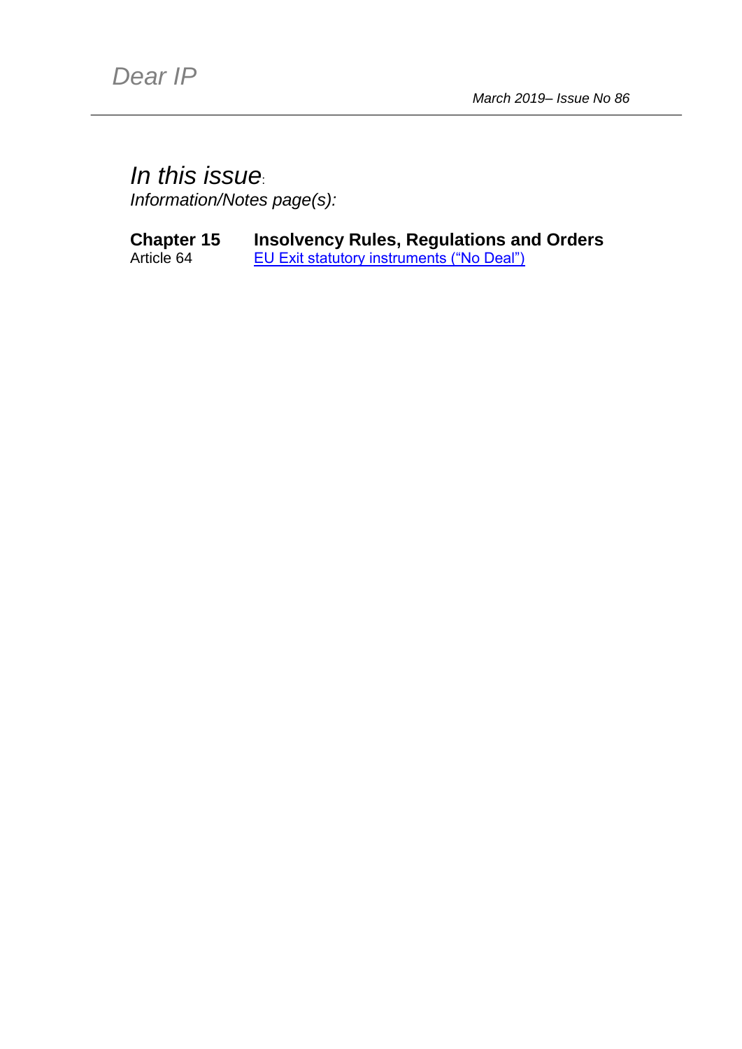# Dear IP

*March 2019– Issue No 86*

---

## *In this issue*:

*Information/Notes page(s):*

| | |
|---|---|
| **Chapter 15** | **Insolvency Rules, Regulations and Orders** |
| Article 64 | EU Exit statutory instruments ("No Deal") |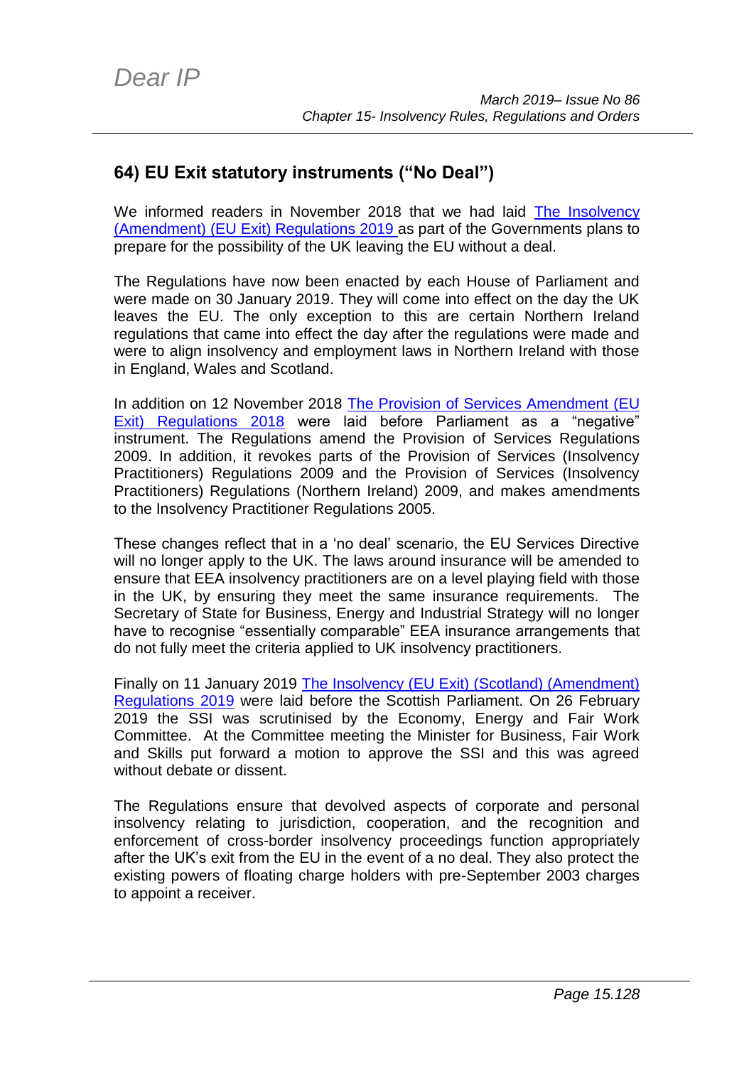## 64) EU Exit statutory instruments ("No Deal")

We informed readers in November 2018 that we had laid [The Insolvency (Amendment) (EU Exit) Regulations 2019](#) as part of the Governments plans to prepare for the possibility of the UK leaving the EU without a deal.

The Regulations have now been enacted by each House of Parliament and were made on 30 January 2019. They will come into effect on the day the UK leaves the EU. The only exception to this are certain Northern Ireland regulations that came into effect the day after the regulations were made and were to align insolvency and employment laws in Northern Ireland with those in England, Wales and Scotland.

In addition on 12 November 2018 [The Provision of Services Amendment (EU Exit) Regulations 2018](#) were laid before Parliament as a "negative" instrument. The Regulations amend the Provision of Services Regulations 2009. In addition, it revokes parts of the Provision of Services (Insolvency Practitioners) Regulations 2009 and the Provision of Services (Insolvency Practitioners) Regulations (Northern Ireland) 2009, and makes amendments to the Insolvency Practitioner Regulations 2005.

These changes reflect that in a 'no deal' scenario, the EU Services Directive will no longer apply to the UK. The laws around insurance will be amended to ensure that EEA insolvency practitioners are on a level playing field with those in the UK, by ensuring they meet the same insurance requirements. The Secretary of State for Business, Energy and Industrial Strategy will no longer have to recognise "essentially comparable" EEA insurance arrangements that do not fully meet the criteria applied to UK insolvency practitioners.

Finally on 11 January 2019 [The Insolvency (EU Exit) (Scotland) (Amendment) Regulations 2019](#) were laid before the Scottish Parliament. On 26 February 2019 the SSI was scrutinised by the Economy, Energy and Fair Work Committee. At the Committee meeting the Minister for Business, Fair Work and Skills put forward a motion to approve the SSI and this was agreed without debate or dissent.

The Regulations ensure that devolved aspects of corporate and personal insolvency relating to jurisdiction, cooperation, and the recognition and enforcement of cross-border insolvency proceedings function appropriately after the UK's exit from the EU in the event of a no deal. They also protect the existing powers of floating charge holders with pre-September 2003 charges to appoint a receiver.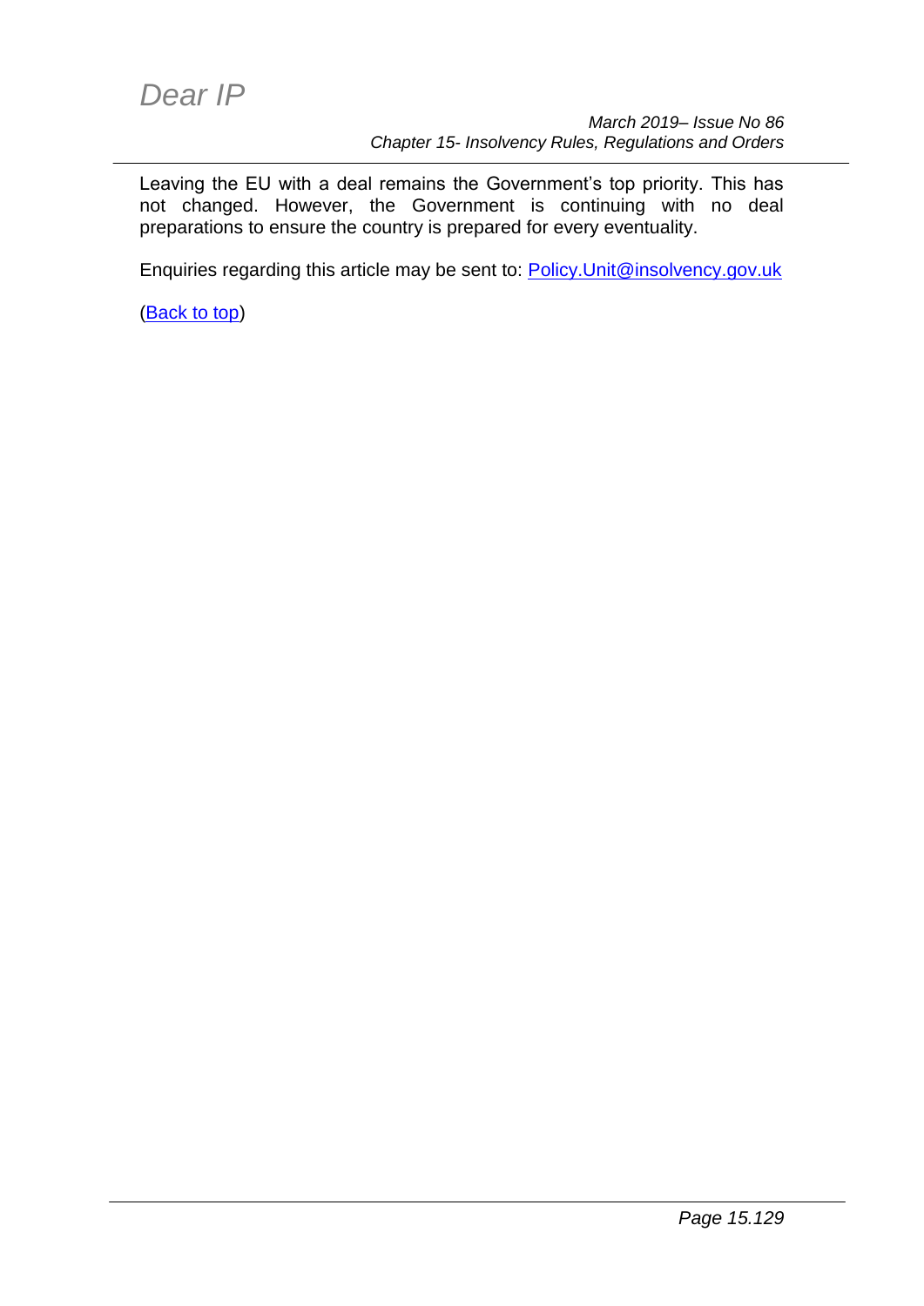Leaving the EU with a deal remains the Government's top priority. This has not changed. However, the Government is continuing with no deal preparations to ensure the country is prepared for every eventuality.

Enquiries regarding this article may be sent to: [Policy.Unit@insolvency.gov.uk](mailto:Policy.Unit@insolvency.gov.uk)

(Back to top)